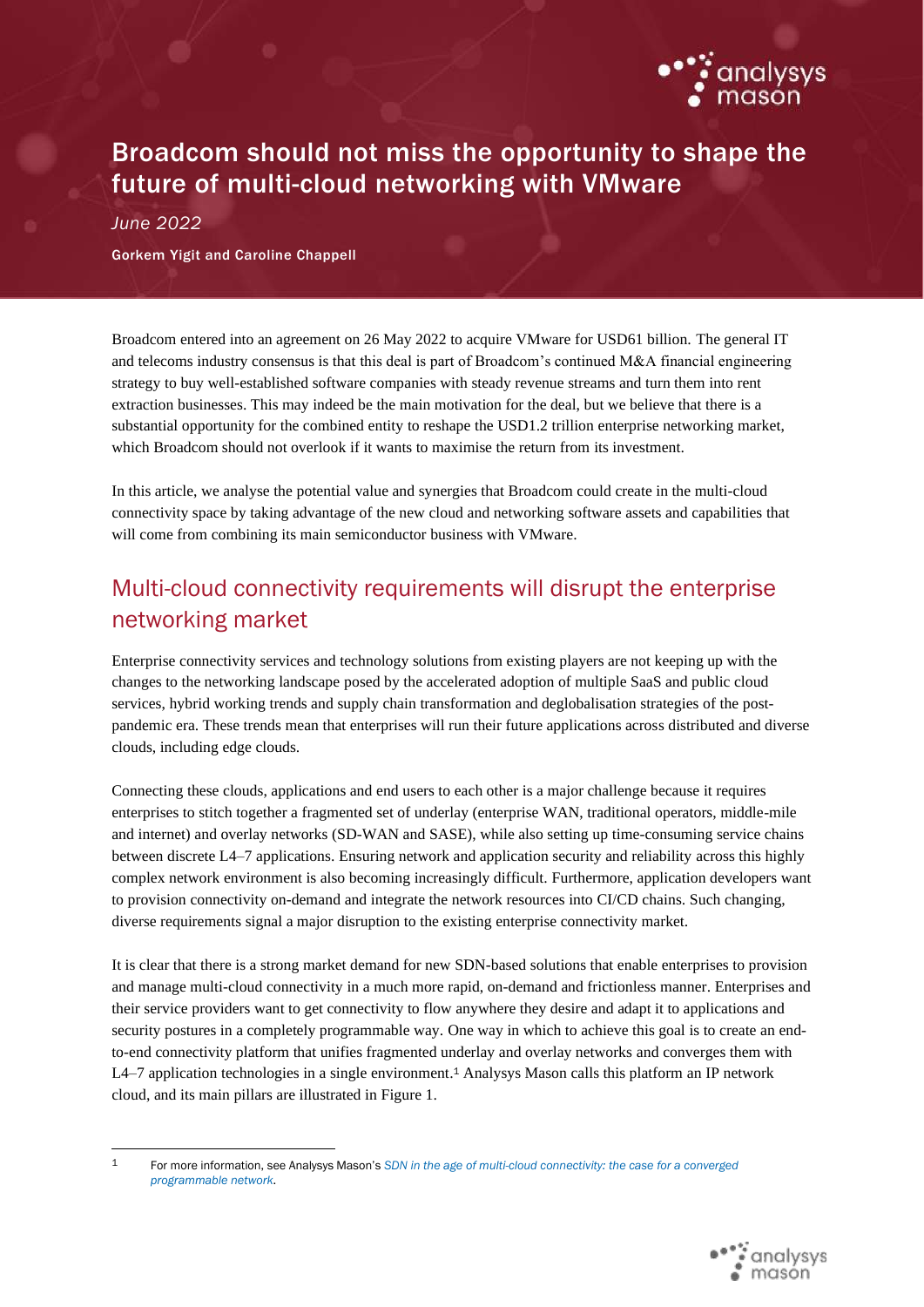# Broadcom should not miss the opportunity to shape the future of multi-cloud networking with VMware

*June 2022*

**Gorkem Yigit and Caroline Chappell**

Broadcom entered into an agreement on 26 May 2022 to acquire VMware for USD61 billion. The general IT and telecoms industry consensus is that this deal is part of Broadcom's continued M&A financial engineering strategy to buy well-established software companies with steady revenue streams and turn them into rent extraction businesses. This may indeed be the main motivation for the deal, but we believe that there is a substantial opportunity for the combined entity to reshape the USD1.2 trillion enterprise networking market, which Broadcom should not overlook if it wants to maximise the return from its investment.

In this article, we analyse the potential value and synergies that Broadcom could create in the multi-cloud connectivity space by taking advantage of the new cloud and networking software assets and capabilities that will come from combining its main semiconductor business with VMware.

## Multi-cloud connectivity requirements will disrupt the enterprise networking market

Enterprise connectivity services and technology solutions from existing players are not keeping up with the changes to the networking landscape posed by the accelerated adoption of multiple SaaS and public cloud services, hybrid working trends and supply chain transformation and deglobalisation strategies of the post-pandemic era. These trends mean that enterprises will run their future applications across distributed and diverse clouds, including edge clouds.

Connecting these clouds, applications and end users to each other is a major challenge because it requires enterprises to stitch together a fragmented set of underlay (enterprise WAN, traditional operators, middle-mile and internet) and overlay networks (SD-WAN and SASE), while also setting up time-consuming service chains between discrete L4–7 applications. Ensuring network and application security and reliability across this highly complex network environment is also becoming increasingly difficult. Furthermore, application developers want to provision connectivity on-demand and integrate the network resources into CI/CD chains. Such changing, diverse requirements signal a major disruption to the existing enterprise connectivity market.

It is clear that there is a strong market demand for new SDN-based solutions that enable enterprises to provision and manage multi-cloud connectivity in a much more rapid, on-demand and frictionless manner. Enterprises and their service providers want to get connectivity to flow anywhere they desire and adapt it to applications and security postures in a completely programmable way. One way in which to achieve this goal is to create an end-to-end connectivity platform that unifies fragmented underlay and overlay networks and converges them with L4–7 application technologies in a single environment.[1] Analysys Mason calls this platform an IP network cloud, and its main pillars are illustrated in Figure 1.

---

[1] For more information, see Analysys Mason's *SDN in the age of multi-cloud connectivity: the case for a converged programmable network*.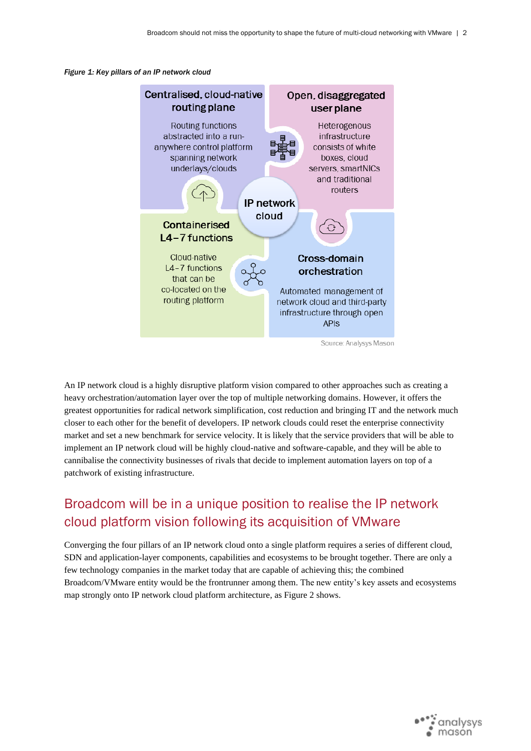*Figure 1: Key pillars of an IP network cloud*

**Centralised, cloud-native routing plane**

Routing functions abstracted into a run-anywhere control platform spanning network underlays/clouds

**Open, disaggregated user plane**

Heterogenous infrastructure consists of white boxes, cloud servers, smartNICs and traditional routers

**IP network cloud**

**Containerised L4–7 functions**

Cloud-native L4–7 functions that can be co-located on the routing platform

**Cross-domain orchestration**

Automated management of network cloud and third-party infrastructure through open APIs

Source: Analysys Mason

An IP network cloud is a highly disruptive platform vision compared to other approaches such as creating a heavy orchestration/automation layer over the top of multiple networking domains. However, it offers the greatest opportunities for radical network simplification, cost reduction and bringing IT and the network much closer to each other for the benefit of developers. IP network clouds could reset the enterprise connectivity market and set a new benchmark for service velocity. It is likely that the service providers that will be able to implement an IP network cloud will be highly cloud-native and software-capable, and they will be able to cannibalise the connectivity businesses of rivals that decide to implement automation layers on top of a patchwork of existing infrastructure.

## Broadcom will be in a unique position to realise the IP network cloud platform vision following its acquisition of VMware

Converging the four pillars of an IP network cloud onto a single platform requires a series of different cloud, SDN and application-layer components, capabilities and ecosystems to be brought together. There are only a few technology companies in the market today that are capable of achieving this; the combined Broadcom/VMware entity would be the frontrunner among them. The new entity's key assets and ecosystems map strongly onto IP network cloud platform architecture, as Figure 2 shows.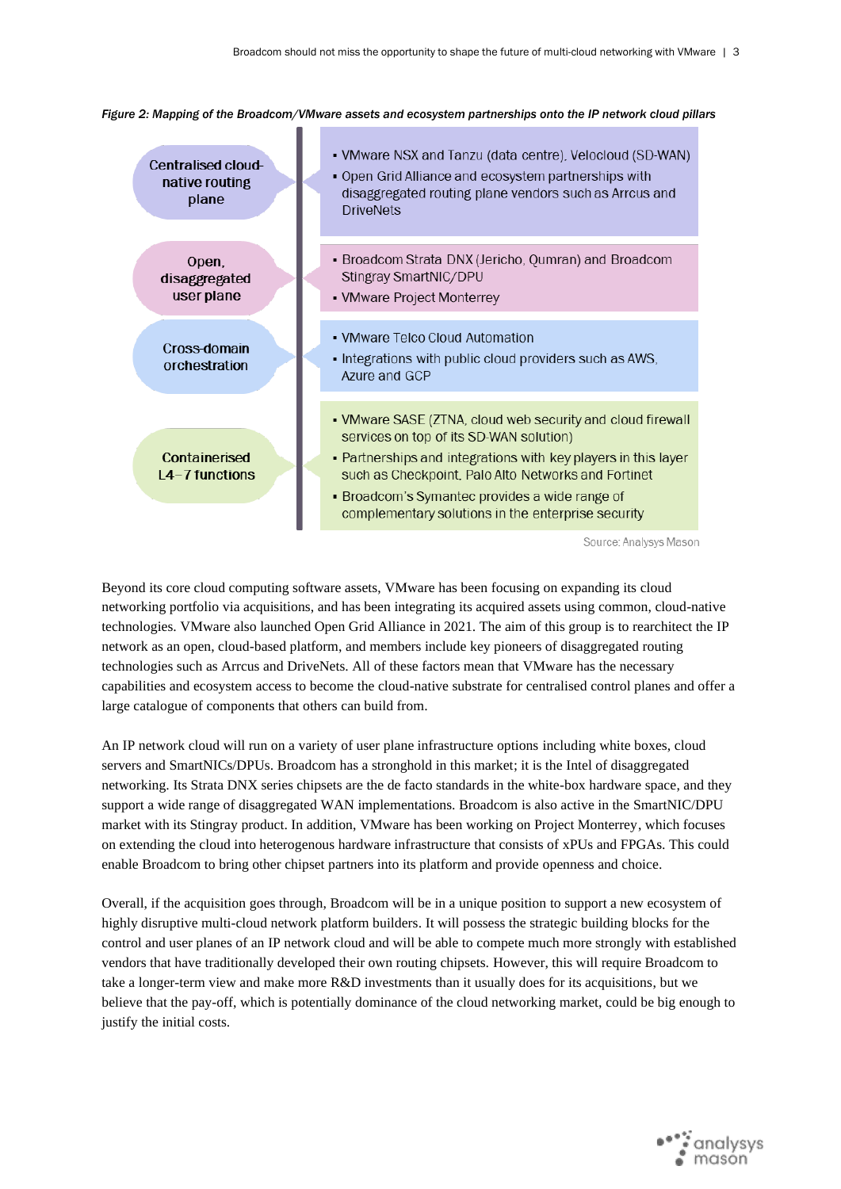*Figure 2: Mapping of the Broadcom/VMware assets and ecosystem partnerships onto the IP network cloud pillars*

| | |
|---|---|
| **Centralised cloud-native routing plane** | ▪ VMware NSX and Tanzu (data centre). Velocloud (SD-WAN)<br>▪ Open Grid Alliance and ecosystem partnerships with disaggregated routing plane vendors such as Arrcus and DriveNets |
| **Open, disaggregated user plane** | ▪ Broadcom Strata DNX (Jericho, Qumran) and Broadcom Stingray SmartNIC/DPU<br>▪ VMware Project Monterrey |
| **Cross-domain orchestration** | ▪ VMware Telco Cloud Automation<br>▪ Integrations with public cloud providers such as AWS, Azure and GCP |
| **Containerised L4–7 functions** | ▪ VMware SASE (ZTNA, cloud web security and cloud firewall services on top of its SD-WAN solution)<br>▪ Partnerships and integrations with key players in this layer such as Checkpoint, Palo Alto Networks and Fortinet<br>▪ Broadcom's Symantec provides a wide range of complementary solutions in the enterprise security |

Source: Analysys Mason

Beyond its core cloud computing software assets, VMware has been focusing on expanding its cloud networking portfolio via acquisitions, and has been integrating its acquired assets using common, cloud-native technologies. VMware also launched Open Grid Alliance in 2021. The aim of this group is to rearchitect the IP network as an open, cloud-based platform, and members include key pioneers of disaggregated routing technologies such as Arrcus and DriveNets. All of these factors mean that VMware has the necessary capabilities and ecosystem access to become the cloud-native substrate for centralised control planes and offer a large catalogue of components that others can build from.

An IP network cloud will run on a variety of user plane infrastructure options including white boxes, cloud servers and SmartNICs/DPUs. Broadcom has a stronghold in this market; it is the Intel of disaggregated networking. Its Strata DNX series chipsets are the de facto standards in the white-box hardware space, and they support a wide range of disaggregated WAN implementations. Broadcom is also active in the SmartNIC/DPU market with its Stingray product. In addition, VMware has been working on Project Monterrey, which focuses on extending the cloud into heterogenous hardware infrastructure that consists of xPUs and FPGAs. This could enable Broadcom to bring other chipset partners into its platform and provide openness and choice.

Overall, if the acquisition goes through, Broadcom will be in a unique position to support a new ecosystem of highly disruptive multi-cloud network platform builders. It will possess the strategic building blocks for the control and user planes of an IP network cloud and will be able to compete much more strongly with established vendors that have traditionally developed their own routing chipsets. However, this will require Broadcom to take a longer-term view and make more R&D investments than it usually does for its acquisitions, but we believe that the pay-off, which is potentially dominance of the cloud networking market, could be big enough to justify the initial costs.